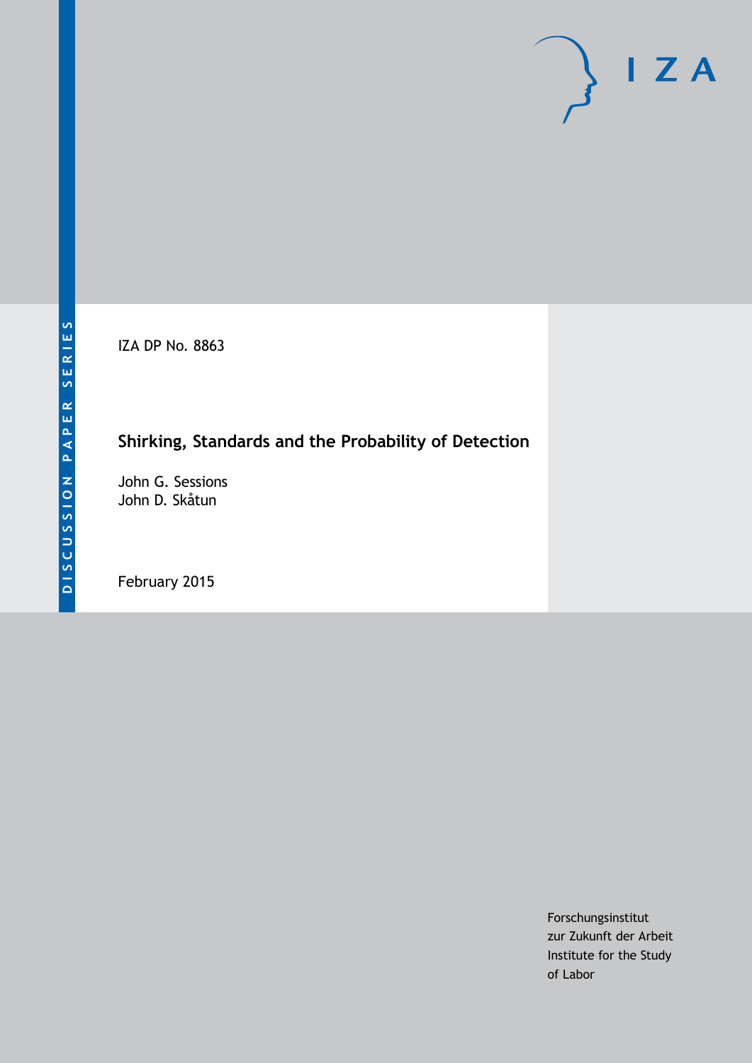DISCUSSION PAPER SERIES

IZA DP No. 8863

# Shirking, Standards and the Probability of Detection

John G. Sessions
John D. Skåtun

February 2015

Forschungsinstitut
zur Zukunft der Arbeit
Institute for the Study
of Labor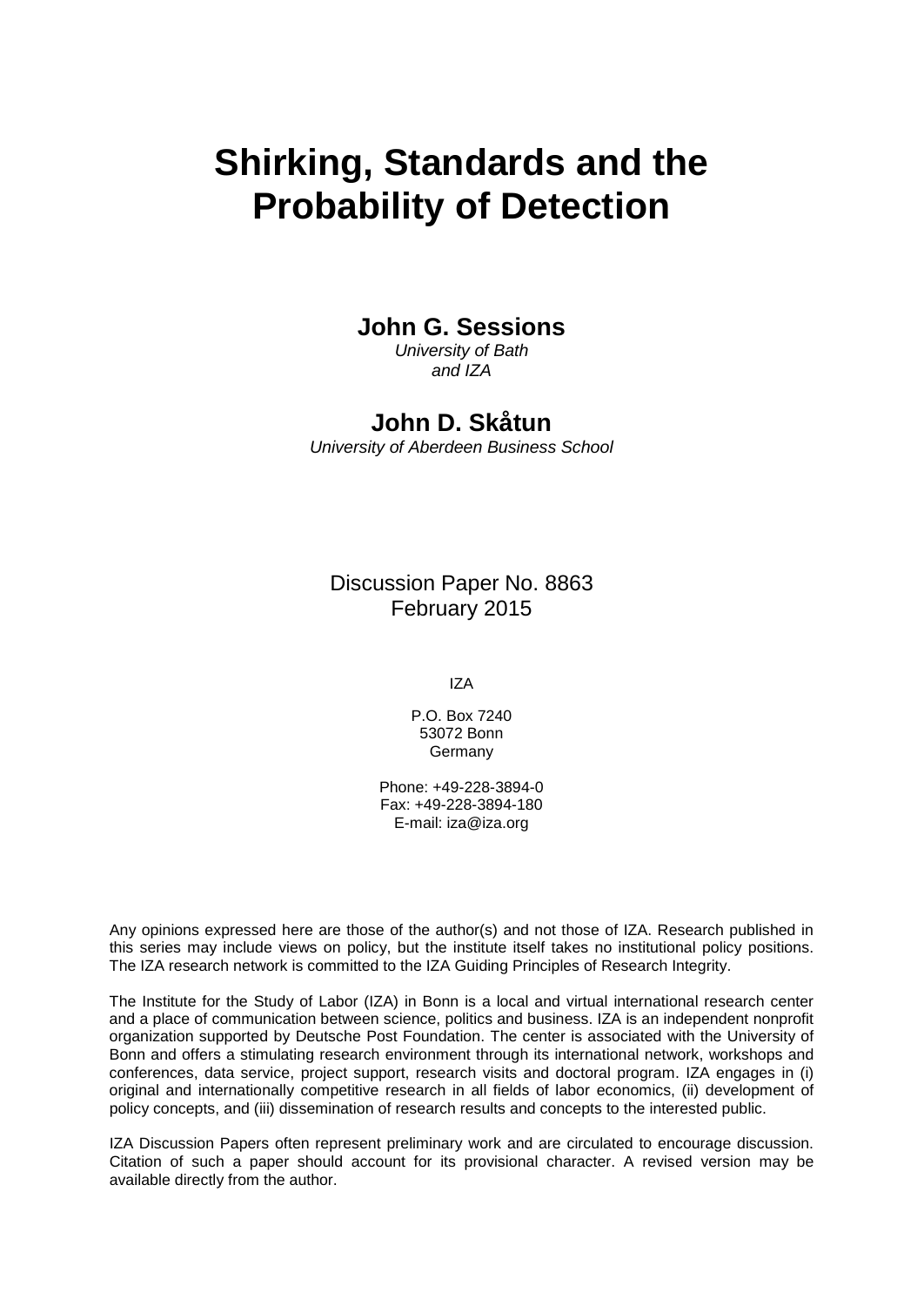# Shirking, Standards and the Probability of Detection

**John G. Sessions**

*University of Bath*
*and IZA*

**John D. Skåtun**

*University of Aberdeen Business School*

Discussion Paper No. 8863
February 2015

IZA

P.O. Box 7240
53072 Bonn
Germany

Phone: +49-228-3894-0
Fax: +49-228-3894-180
E-mail: iza@iza.org

Any opinions expressed here are those of the author(s) and not those of IZA. Research published in this series may include views on policy, but the institute itself takes no institutional policy positions. The IZA research network is committed to the IZA Guiding Principles of Research Integrity.

The Institute for the Study of Labor (IZA) in Bonn is a local and virtual international research center and a place of communication between science, politics and business. IZA is an independent nonprofit organization supported by Deutsche Post Foundation. The center is associated with the University of Bonn and offers a stimulating research environment through its international network, workshops and conferences, data service, project support, research visits and doctoral program. IZA engages in (i) original and internationally competitive research in all fields of labor economics, (ii) development of policy concepts, and (iii) dissemination of research results and concepts to the interested public.

IZA Discussion Papers often represent preliminary work and are circulated to encourage discussion. Citation of such a paper should account for its provisional character. A revised version may be available directly from the author.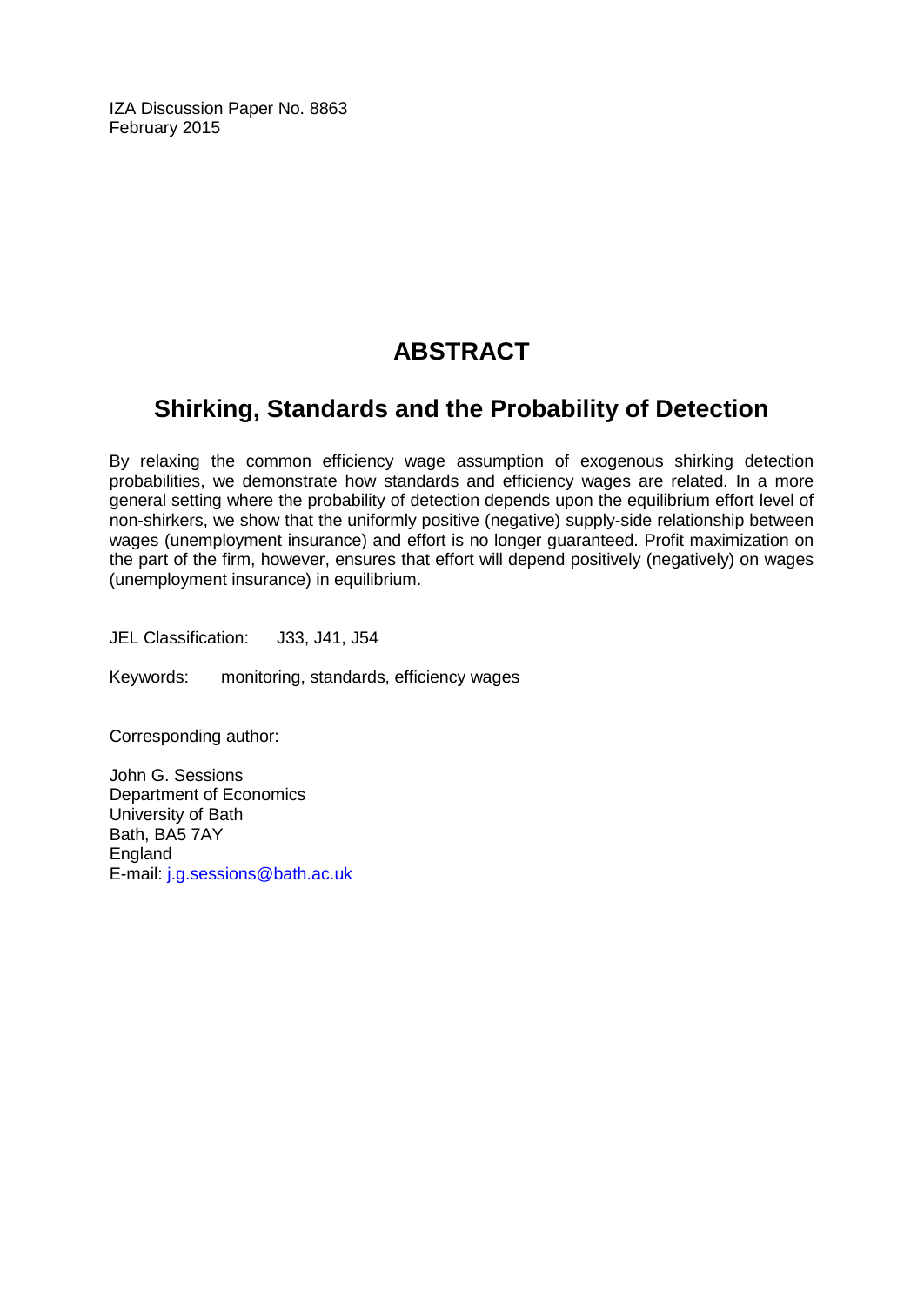IZA Discussion Paper No. 8863
February 2015

# ABSTRACT

## Shirking, Standards and the Probability of Detection

By relaxing the common efficiency wage assumption of exogenous shirking detection probabilities, we demonstrate how standards and efficiency wages are related. In a more general setting where the probability of detection depends upon the equilibrium effort level of non-shirkers, we show that the uniformly positive (negative) supply-side relationship between wages (unemployment insurance) and effort is no longer guaranteed. Profit maximization on the part of the firm, however, ensures that effort will depend positively (negatively) on wages (unemployment insurance) in equilibrium.

JEL Classification: J33, J41, J54

Keywords: monitoring, standards, efficiency wages

Corresponding author:

John G. Sessions
Department of Economics
University of Bath
Bath, BA5 7AY
England
E-mail: j.g.sessions@bath.ac.uk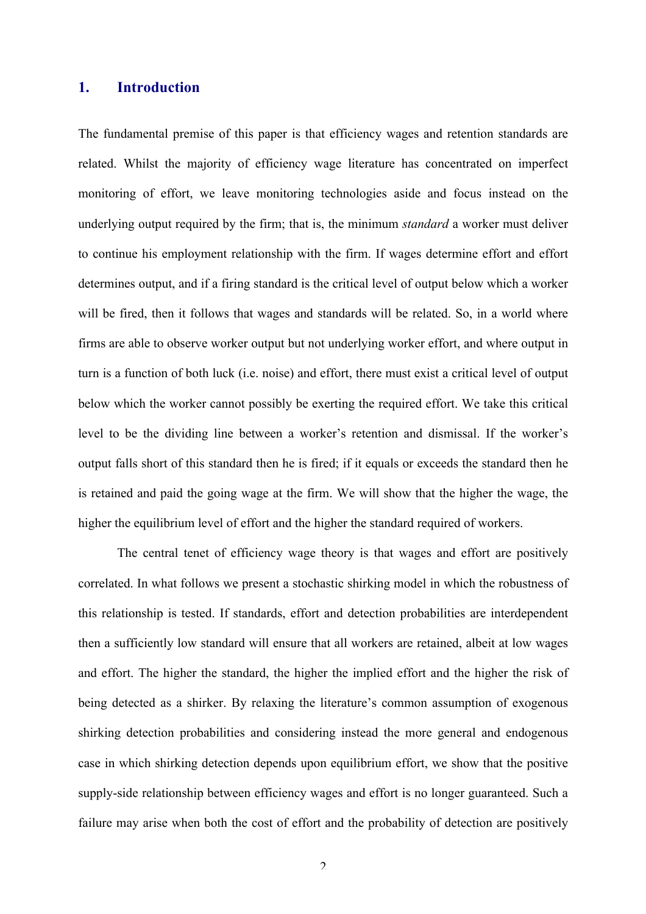## 1. Introduction

The fundamental premise of this paper is that efficiency wages and retention standards are related. Whilst the majority of efficiency wage literature has concentrated on imperfect monitoring of effort, we leave monitoring technologies aside and focus instead on the underlying output required by the firm; that is, the minimum *standard* a worker must deliver to continue his employment relationship with the firm. If wages determine effort and effort determines output, and if a firing standard is the critical level of output below which a worker will be fired, then it follows that wages and standards will be related. So, in a world where firms are able to observe worker output but not underlying worker effort, and where output in turn is a function of both luck (i.e. noise) and effort, there must exist a critical level of output below which the worker cannot possibly be exerting the required effort. We take this critical level to be the dividing line between a worker's retention and dismissal. If the worker's output falls short of this standard then he is fired; if it equals or exceeds the standard then he is retained and paid the going wage at the firm. We will show that the higher the wage, the higher the equilibrium level of effort and the higher the standard required of workers.

The central tenet of efficiency wage theory is that wages and effort are positively correlated. In what follows we present a stochastic shirking model in which the robustness of this relationship is tested. If standards, effort and detection probabilities are interdependent then a sufficiently low standard will ensure that all workers are retained, albeit at low wages and effort. The higher the standard, the higher the implied effort and the higher the risk of being detected as a shirker. By relaxing the literature's common assumption of exogenous shirking detection probabilities and considering instead the more general and endogenous case in which shirking detection depends upon equilibrium effort, we show that the positive supply-side relationship between efficiency wages and effort is no longer guaranteed. Such a failure may arise when both the cost of effort and the probability of detection are positively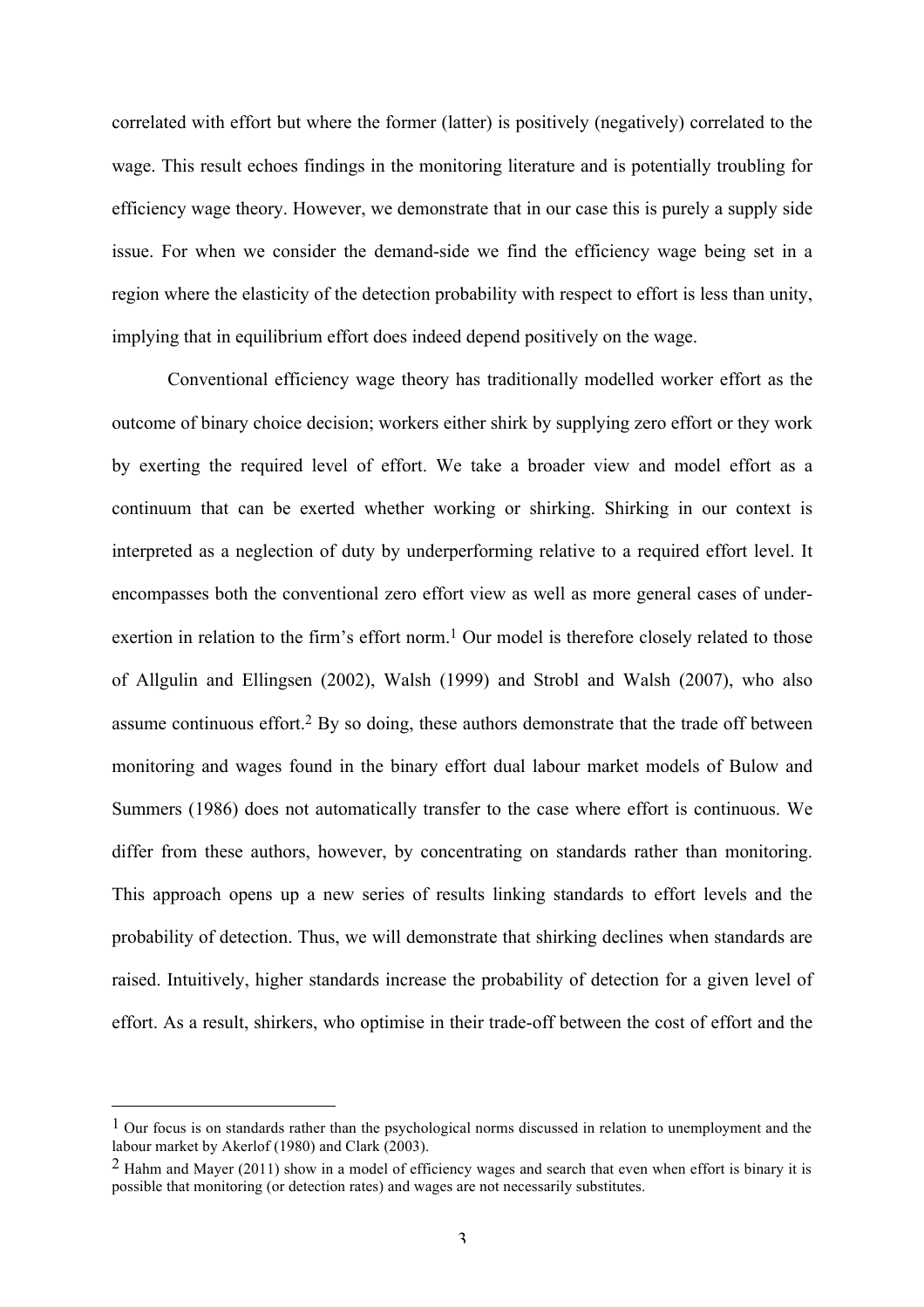correlated with effort but where the former (latter) is positively (negatively) correlated to the wage. This result echoes findings in the monitoring literature and is potentially troubling for efficiency wage theory. However, we demonstrate that in our case this is purely a supply side issue. For when we consider the demand-side we find the efficiency wage being set in a region where the elasticity of the detection probability with respect to effort is less than unity, implying that in equilibrium effort does indeed depend positively on the wage.

Conventional efficiency wage theory has traditionally modelled worker effort as the outcome of binary choice decision; workers either shirk by supplying zero effort or they work by exerting the required level of effort. We take a broader view and model effort as a continuum that can be exerted whether working or shirking. Shirking in our context is interpreted as a neglection of duty by underperforming relative to a required effort level. It encompasses both the conventional zero effort view as well as more general cases of under-exertion in relation to the firm's effort norm.[1] Our model is therefore closely related to those of Allgulin and Ellingsen (2002), Walsh (1999) and Strobl and Walsh (2007), who also assume continuous effort.[2] By so doing, these authors demonstrate that the trade off between monitoring and wages found in the binary effort dual labour market models of Bulow and Summers (1986) does not automatically transfer to the case where effort is continuous. We differ from these authors, however, by concentrating on standards rather than monitoring. This approach opens up a new series of results linking standards to effort levels and the probability of detection. Thus, we will demonstrate that shirking declines when standards are raised. Intuitively, higher standards increase the probability of detection for a given level of effort. As a result, shirkers, who optimise in their trade-off between the cost of effort and the

---

[1] Our focus is on standards rather than the psychological norms discussed in relation to unemployment and the labour market by Akerlof (1980) and Clark (2003).

[2] Hahm and Mayer (2011) show in a model of efficiency wages and search that even when effort is binary it is possible that monitoring (or detection rates) and wages are not necessarily substitutes.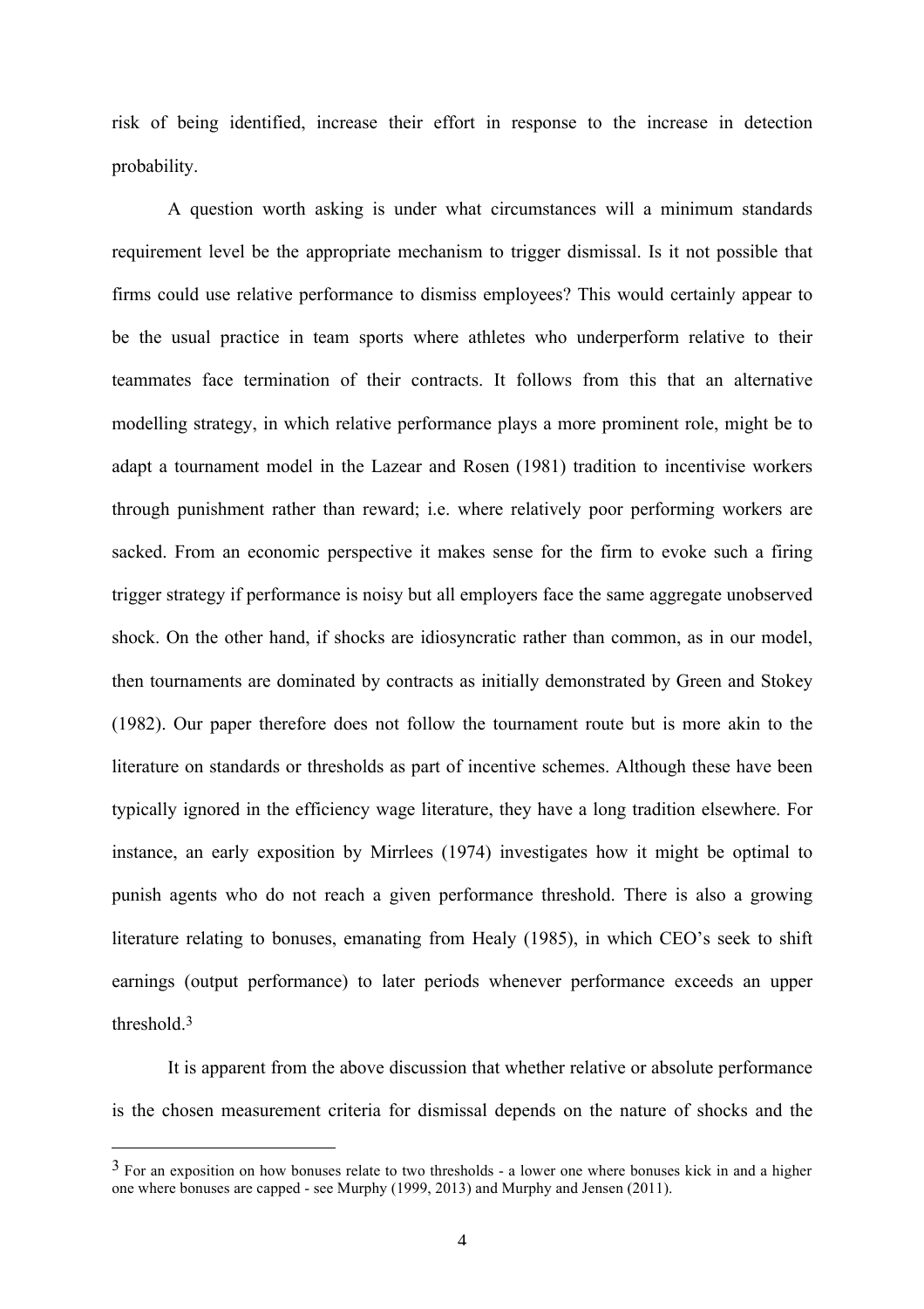risk of being identified, increase their effort in response to the increase in detection probability.

A question worth asking is under what circumstances will a minimum standards requirement level be the appropriate mechanism to trigger dismissal. Is it not possible that firms could use relative performance to dismiss employees? This would certainly appear to be the usual practice in team sports where athletes who underperform relative to their teammates face termination of their contracts. It follows from this that an alternative modelling strategy, in which relative performance plays a more prominent role, might be to adapt a tournament model in the Lazear and Rosen (1981) tradition to incentivise workers through punishment rather than reward; i.e. where relatively poor performing workers are sacked. From an economic perspective it makes sense for the firm to evoke such a firing trigger strategy if performance is noisy but all employers face the same aggregate unobserved shock. On the other hand, if shocks are idiosyncratic rather than common, as in our model, then tournaments are dominated by contracts as initially demonstrated by Green and Stokey (1982). Our paper therefore does not follow the tournament route but is more akin to the literature on standards or thresholds as part of incentive schemes. Although these have been typically ignored in the efficiency wage literature, they have a long tradition elsewhere. For instance, an early exposition by Mirrlees (1974) investigates how it might be optimal to punish agents who do not reach a given performance threshold. There is also a growing literature relating to bonuses, emanating from Healy (1985), in which CEO's seek to shift earnings (output performance) to later periods whenever performance exceeds an upper threshold.[3]

It is apparent from the above discussion that whether relative or absolute performance is the chosen measurement criteria for dismissal depends on the nature of shocks and the

[3] For an exposition on how bonuses relate to two thresholds - a lower one where bonuses kick in and a higher one where bonuses are capped - see Murphy (1999, 2013) and Murphy and Jensen (2011).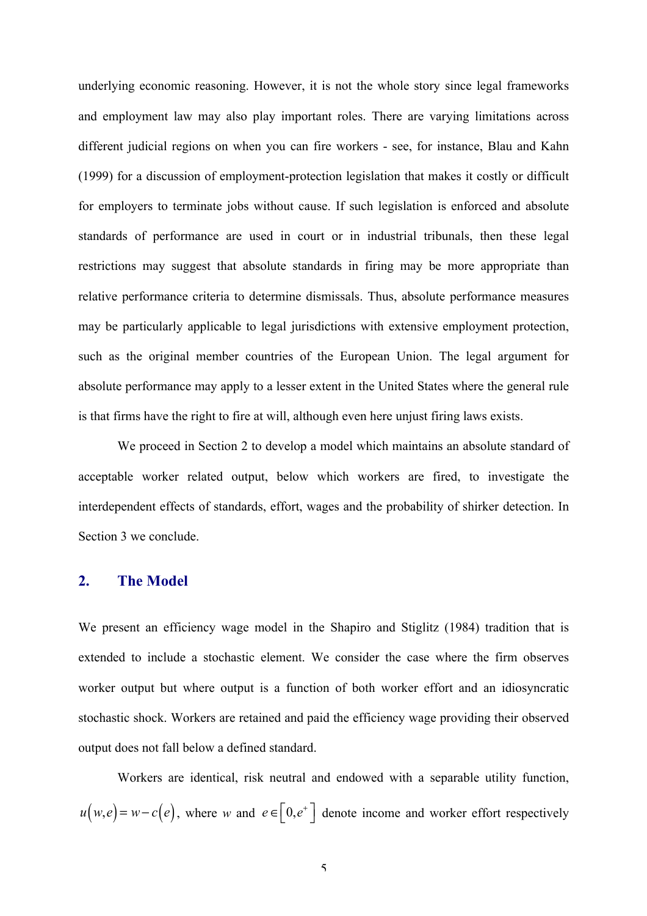underlying economic reasoning. However, it is not the whole story since legal frameworks and employment law may also play important roles. There are varying limitations across different judicial regions on when you can fire workers - see, for instance, Blau and Kahn (1999) for a discussion of employment-protection legislation that makes it costly or difficult for employers to terminate jobs without cause. If such legislation is enforced and absolute standards of performance are used in court or in industrial tribunals, then these legal restrictions may suggest that absolute standards in firing may be more appropriate than relative performance criteria to determine dismissals. Thus, absolute performance measures may be particularly applicable to legal jurisdictions with extensive employment protection, such as the original member countries of the European Union. The legal argument for absolute performance may apply to a lesser extent in the United States where the general rule is that firms have the right to fire at will, although even here unjust firing laws exists.

We proceed in Section 2 to develop a model which maintains an absolute standard of acceptable worker related output, below which workers are fired, to investigate the interdependent effects of standards, effort, wages and the probability of shirker detection. In Section 3 we conclude.

## 2. The Model

We present an efficiency wage model in the Shapiro and Stiglitz (1984) tradition that is extended to include a stochastic element. We consider the case where the firm observes worker output but where output is a function of both worker effort and an idiosyncratic stochastic shock. Workers are retained and paid the efficiency wage providing their observed output does not fall below a defined standard.

Workers are identical, risk neutral and endowed with a separable utility function, $u(w,e) = w - c(e)$, where $w$ and $e \in \left[0, e^{+}\right]$ denote income and worker effort respectively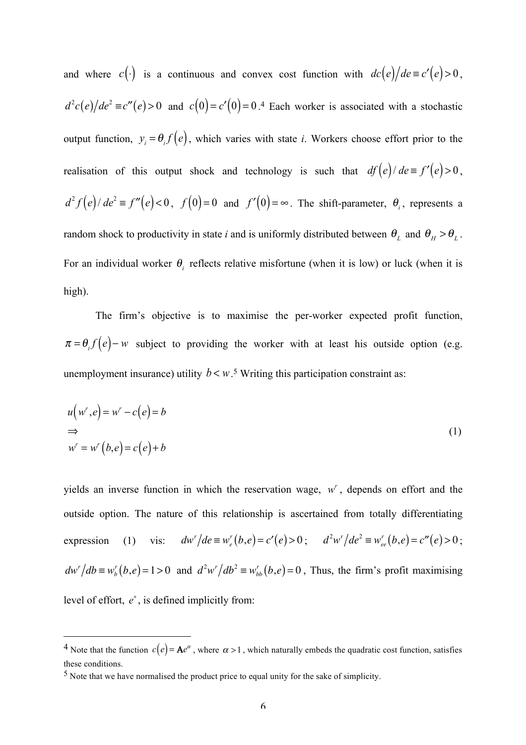and where $c(\cdot)$ is a continuous and convex cost function with $dc(e)/de \equiv c'(e) > 0$, $d^2c(e)/de^2 \equiv c''(e) > 0$ and $c(0) = c'(0) = 0$.[4] Each worker is associated with a stochastic output function, $y_i = \theta_i f(e)$, which varies with state *i*. Workers choose effort prior to the realisation of this output shock and technology is such that $df(e)/de \equiv f'(e) > 0$, $d^2 f(e)/de^2 \equiv f''(e) < 0$, $f(0) = 0$ and $f'(0) = \infty$. The shift-parameter, $\theta_i$, represents a random shock to productivity in state *i* and is uniformly distributed between $\theta_L$ and $\theta_H > \theta_L$. For an individual worker $\theta_i$ reflects relative misfortune (when it is low) or luck (when it is high).

The firm's objective is to maximise the per-worker expected profit function, $\pi = \theta_i f(e) - w$ subject to providing the worker with at least his outside option (e.g. unemployment insurance) utility $b < w$.[5] Writing this participation constraint as:

$$
\begin{aligned}
& u(w^r, e) = w^r - c(e) = b \\
& \Rightarrow \\
& w^r = w^r(b, e) = c(e) + b
\end{aligned}
\tag{1}
$$

yields an inverse function in which the reservation wage, $w^r$, depends on effort and the outside option. The nature of this relationship is ascertained from totally differentiating expression (1) vis: $dw^r/de \equiv w_e^r(b,e) = c'(e) > 0$; $d^2w^r/de^2 \equiv w_{ee}^r(b,e) = c''(e) > 0$; $dw^r/db \equiv w_b^r(b,e) = 1 > 0$ and $d^2w^r/db^2 \equiv w_{bb}^r(b,e) = 0$, Thus, the firm's profit maximising level of effort, $e^*$, is defined implicitly from:

---

[4] Note that the function $c(e) = \mathbf{A}e^{\alpha}$, where $\alpha > 1$, which naturally embeds the quadratic cost function, satisfies these conditions.

[5] Note that we have normalised the product price to equal unity for the sake of simplicity.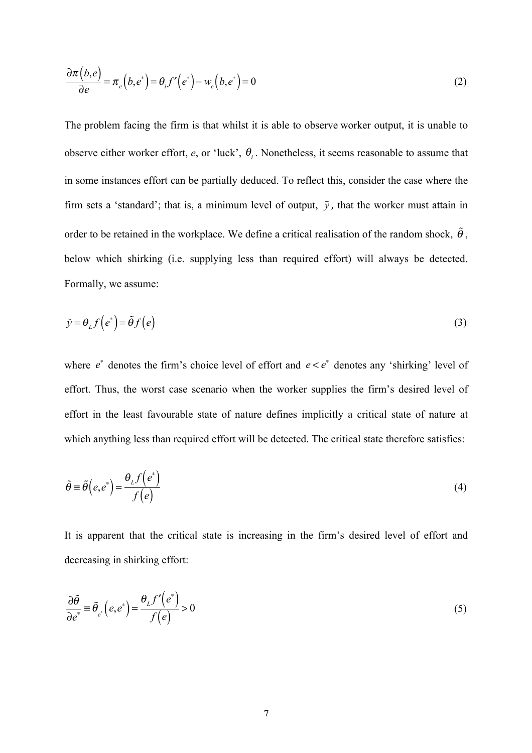$$\frac{\partial \pi(b,e)}{\partial e} = \pi_e(b,e^*) = \theta_i f'(e^*) - w_e(b,e^*) = 0 \tag{2}$$

The problem facing the firm is that whilst it is able to observe worker output, it is unable to observe either worker effort, *e*, or 'luck', $\theta_i$. Nonetheless, it seems reasonable to assume that in some instances effort can be partially deduced. To reflect this, consider the case where the firm sets a 'standard'; that is, a minimum level of output, $\tilde{y}$, that the worker must attain in order to be retained in the workplace. We define a critical realisation of the random shock, $\tilde{\theta}$, below which shirking (i.e. supplying less than required effort) will always be detected. Formally, we assume:

$$\tilde{y} = \theta_L f(e^*) = \tilde{\theta} f(e) \tag{3}$$

where $e^*$ denotes the firm's choice level of effort and $e < e^*$ denotes any 'shirking' level of effort. Thus, the worst case scenario when the worker supplies the firm's desired level of effort in the least favourable state of nature defines implicitly a critical state of nature at which anything less than required effort will be detected. The critical state therefore satisfies:

$$\tilde{\theta} \equiv \tilde{\theta}(e,e^*) = \frac{\theta_L f(e^*)}{f(e)} \tag{4}$$

It is apparent that the critical state is increasing in the firm's desired level of effort and decreasing in shirking effort:

$$\frac{\partial \tilde{\theta}}{\partial e^*} \equiv \tilde{\theta}_{e^*}(e,e^*) = \frac{\theta_L f'(e^*)}{f(e)} > 0 \tag{5}$$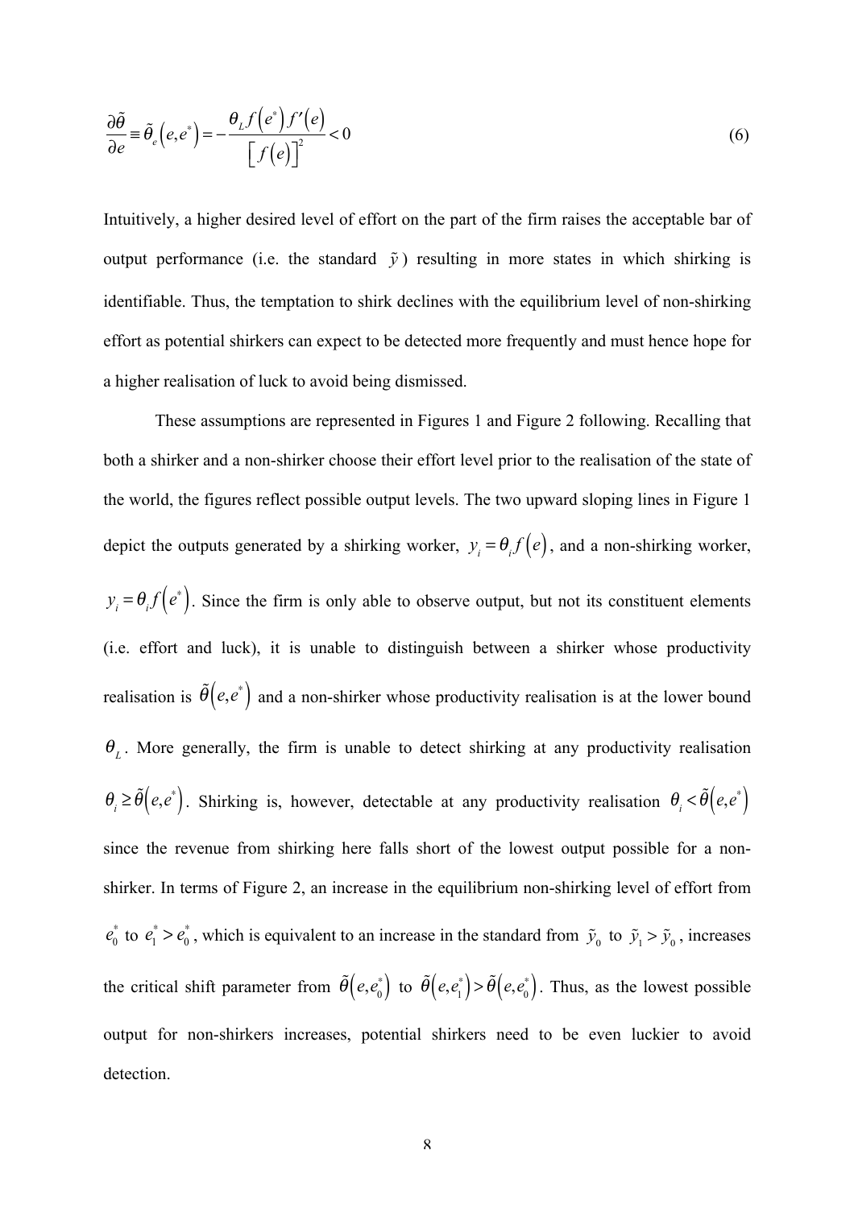$$\frac{\partial \tilde{\theta}}{\partial e} \equiv \tilde{\theta}_e\left(e,e^*\right) = -\frac{\theta_L f\left(e^*\right) f'\left(e\right)}{\left[f\left(e\right)\right]^2} < 0 \tag{6}$$

Intuitively, a higher desired level of effort on the part of the firm raises the acceptable bar of output performance (i.e. the standard $\tilde{y}$) resulting in more states in which shirking is identifiable. Thus, the temptation to shirk declines with the equilibrium level of non-shirking effort as potential shirkers can expect to be detected more frequently and must hence hope for a higher realisation of luck to avoid being dismissed.

These assumptions are represented in Figures 1 and Figure 2 following. Recalling that both a shirker and a non-shirker choose their effort level prior to the realisation of the state of the world, the figures reflect possible output levels. The two upward sloping lines in Figure 1 depict the outputs generated by a shirking worker, $y_i = \theta_i f\left(e\right)$, and a non-shirking worker, $y_i = \theta_i f\left(e^*\right)$. Since the firm is only able to observe output, but not its constituent elements (i.e. effort and luck), it is unable to distinguish between a shirker whose productivity realisation is $\tilde{\theta}\left(e,e^*\right)$ and a non-shirker whose productivity realisation is at the lower bound $\theta_L$. More generally, the firm is unable to detect shirking at any productivity realisation $\theta_i \geq \tilde{\theta}\left(e,e^*\right)$. Shirking is, however, detectable at any productivity realisation $\theta_i < \tilde{\theta}\left(e,e^*\right)$ since the revenue from shirking here falls short of the lowest output possible for a non-shirker. In terms of Figure 2, an increase in the equilibrium non-shirking level of effort from $e_0^*$ to $e_1^* > e_0^*$, which is equivalent to an increase in the standard from $\tilde{y}_0$ to $\tilde{y}_1 > \tilde{y}_0$, increases the critical shift parameter from $\tilde{\theta}\left(e,e_0^*\right)$ to $\tilde{\theta}\left(e,e_1^*\right) > \tilde{\theta}\left(e,e_0^*\right)$. Thus, as the lowest possible output for non-shirkers increases, potential shirkers need to be even luckier to avoid detection.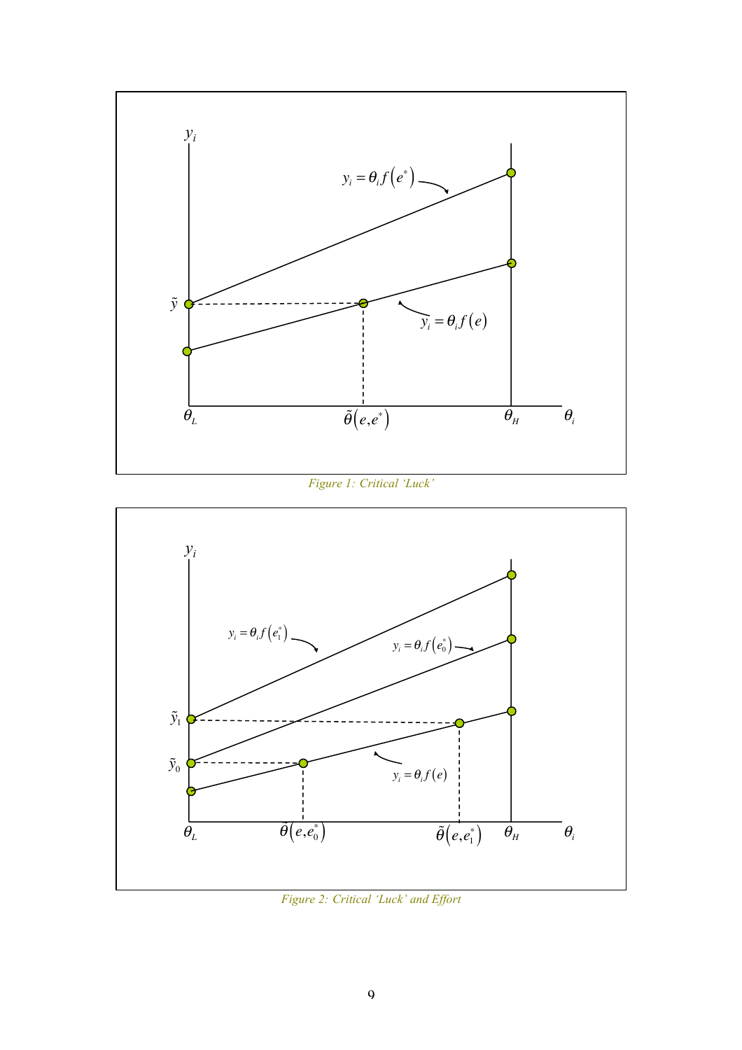Figure 1: Critical 'Luck'

Figure 2: Critical 'Luck' and Effort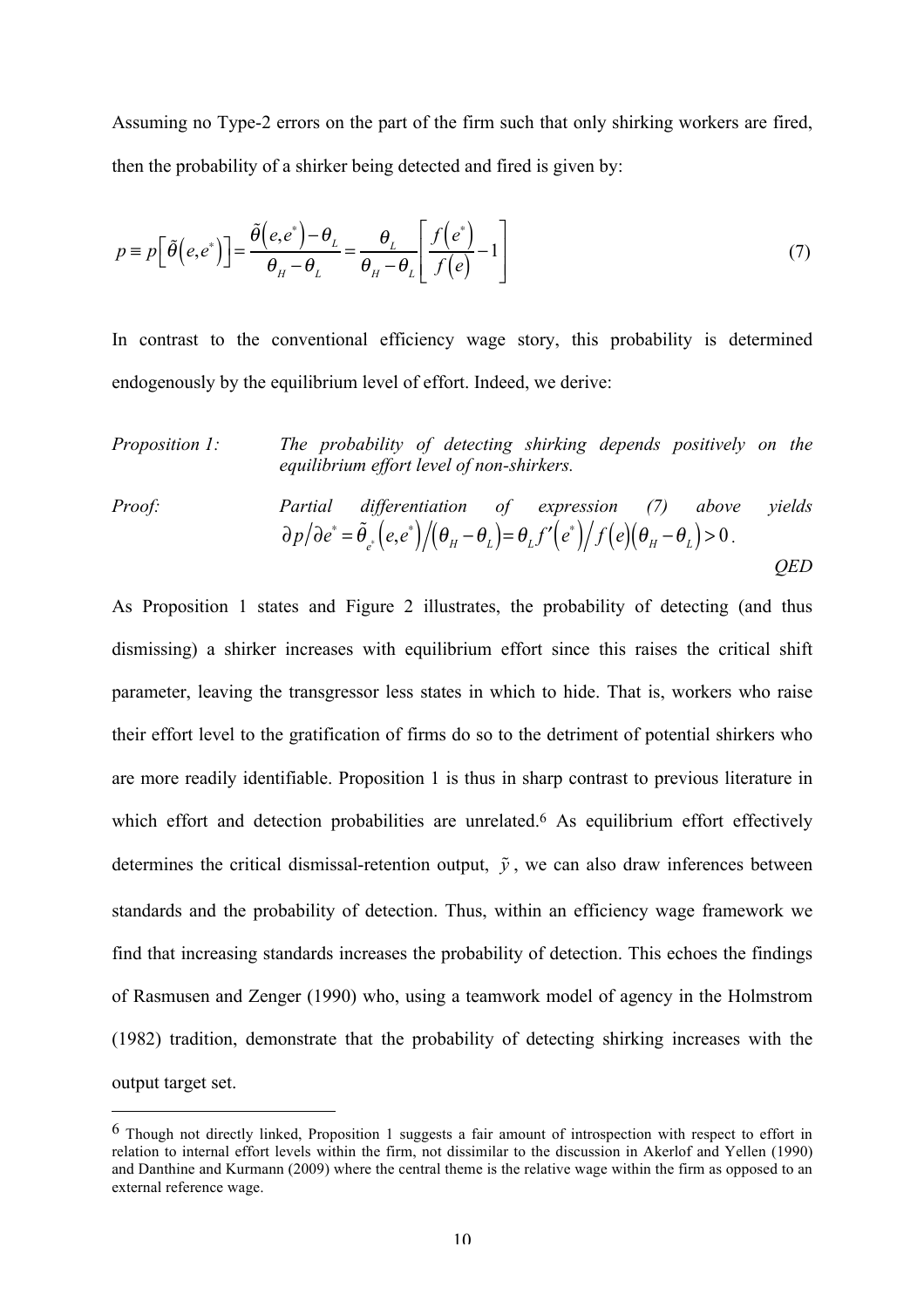Assuming no Type-2 errors on the part of the firm such that only shirking workers are fired, then the probability of a shirker being detected and fired is given by:

$$p \equiv p\left[\tilde{\theta}\left(e,e^{*}\right)\right] = \frac{\tilde{\theta}\left(e,e^{*}\right)-\theta_{L}}{\theta_{H}-\theta_{L}} = \frac{\theta_{L}}{\theta_{H}-\theta_{L}}\left[\frac{f\left(e^{*}\right)}{f\left(e\right)}-1\right] \tag{7}$$

In contrast to the conventional efficiency wage story, this probability is determined endogenously by the equilibrium level of effort. Indeed, we derive:

*Proposition 1:* *The probability of detecting shirking depends positively on the equilibrium effort level of non-shirkers.*

*Proof:* *Partial differentiation of expression (7) above yields* $\partial p / \partial e^{*} = \tilde{\theta}_{e^{*}}\left(e,e^{*}\right) / \left(\theta_{H}-\theta_{L}\right) = \theta_{L} f'\left(e^{*}\right) / f\left(e\right)\left(\theta_{H}-\theta_{L}\right) > 0$.

*QED*

As Proposition 1 states and Figure 2 illustrates, the probability of detecting (and thus dismissing) a shirker increases with equilibrium effort since this raises the critical shift parameter, leaving the transgressor less states in which to hide. That is, workers who raise their effort level to the gratification of firms do so to the detriment of potential shirkers who are more readily identifiable. Proposition 1 is thus in sharp contrast to previous literature in which effort and detection probabilities are unrelated.[6] As equilibrium effort effectively determines the critical dismissal-retention output, $\tilde{y}$, we can also draw inferences between standards and the probability of detection. Thus, within an efficiency wage framework we find that increasing standards increases the probability of detection. This echoes the findings of Rasmusen and Zenger (1990) who, using a teamwork model of agency in the Holmstrom (1982) tradition, demonstrate that the probability of detecting shirking increases with the output target set.

[6] Though not directly linked, Proposition 1 suggests a fair amount of introspection with respect to effort in relation to internal effort levels within the firm, not dissimilar to the discussion in Akerlof and Yellen (1990) and Danthine and Kurmann (2009) where the central theme is the relative wage within the firm as opposed to an external reference wage.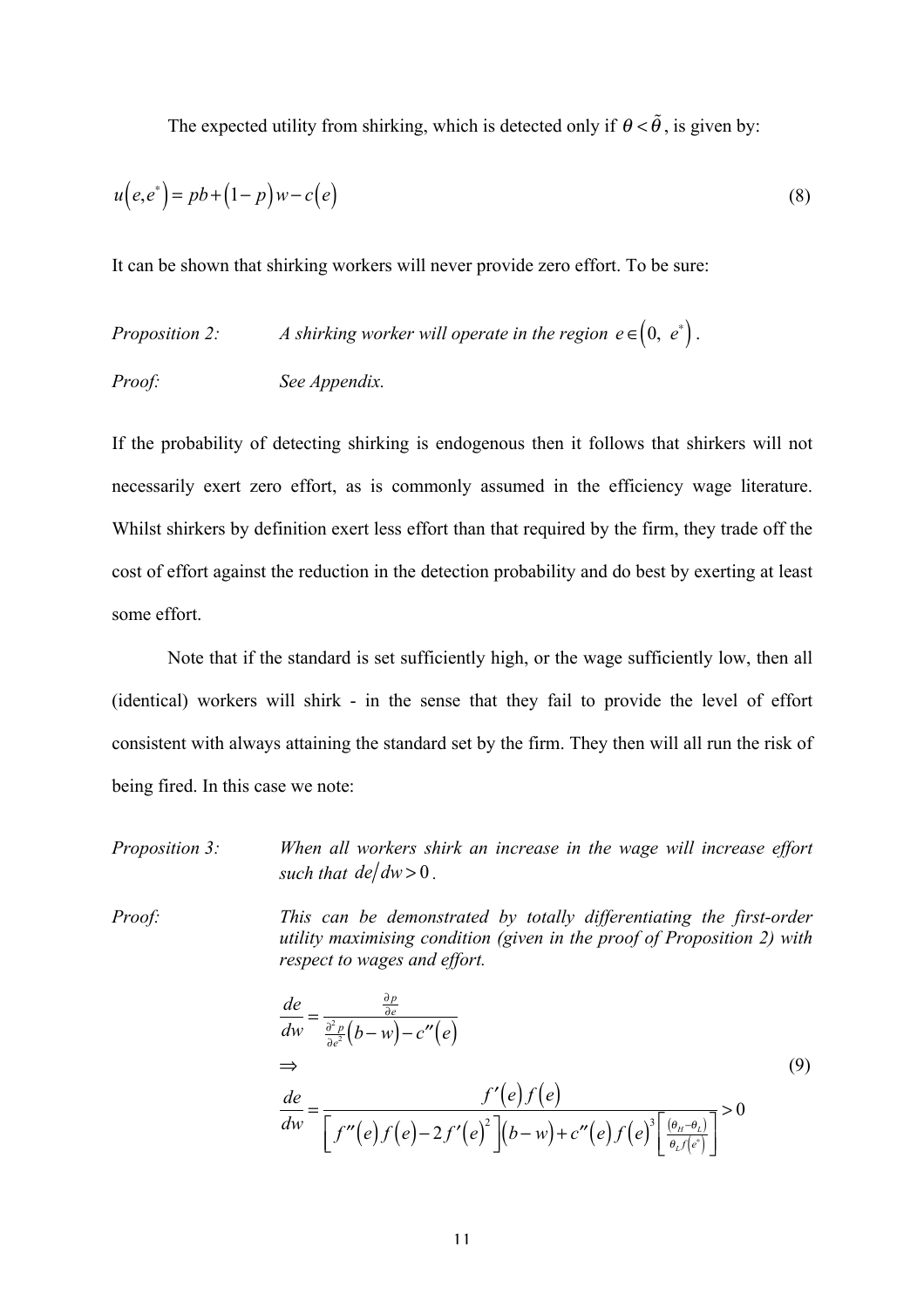The expected utility from shirking, which is detected only if $\theta < \tilde{\theta}$, is given by:

$$u\left(e, e^{*}\right) = pb + \left(1-p\right)w - c\left(e\right) \tag{8}$$

It can be shown that shirking workers will never provide zero effort. To be sure:

*Proposition 2:* *A shirking worker will operate in the region* $e \in \left(0,\ e^{*}\right)$.

*Proof:* *See Appendix.*

If the probability of detecting shirking is endogenous then it follows that shirkers will not necessarily exert zero effort, as is commonly assumed in the efficiency wage literature. Whilst shirkers by definition exert less effort than that required by the firm, they trade off the cost of effort against the reduction in the detection probability and do best by exerting at least some effort.

Note that if the standard is set sufficiently high, or the wage sufficiently low, then all (identical) workers will shirk - in the sense that they fail to provide the level of effort consistent with always attaining the standard set by the firm. They then will all run the risk of being fired. In this case we note:

*Proposition 3:* *When all workers shirk an increase in the wage will increase effort such that* $de/dw > 0$.

*Proof:* *This can be demonstrated by totally differentiating the first-order utility maximising condition (given in the proof of Proposition 2) with respect to wages and effort.*

$$\frac{de}{dw} = \frac{\frac{\partial p}{\partial e}}{\frac{\partial^2 p}{\partial e^2}\left(b-w\right) - c''\left(e\right)}$$
$$\Rightarrow \tag{9}$$
$$\frac{de}{dw} = \frac{f'\left(e\right)f\left(e\right)}{\left[f''\left(e\right)f\left(e\right) - 2f'\left(e\right)^2\right]\left(b-w\right) + c''\left(e\right)f\left(e\right)^3\left[\frac{\left(\theta_H - \theta_L\right)}{\theta_L f\left(e^{*}\right)}\right]} > 0$$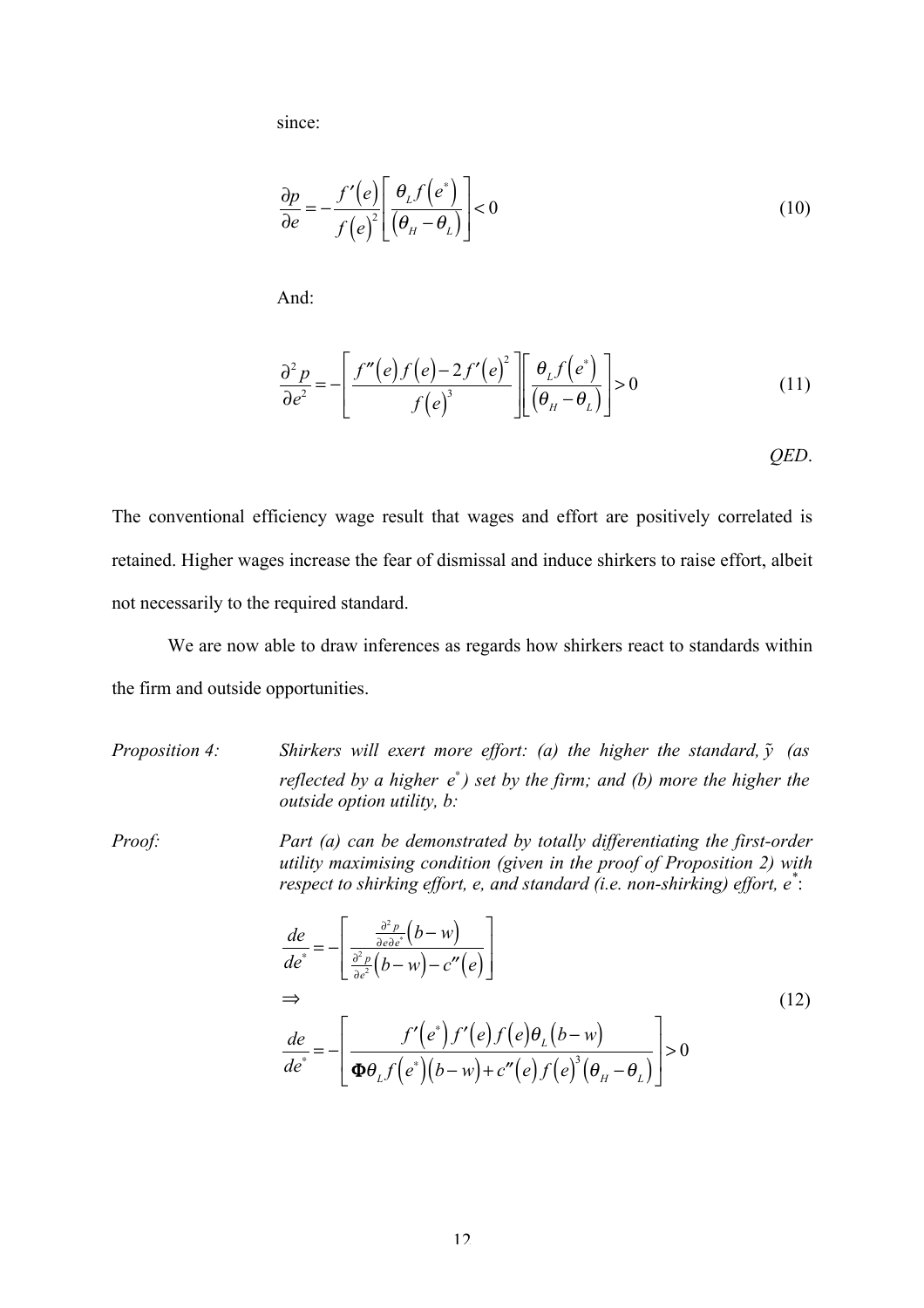since:

$$\frac{\partial p}{\partial e} = -\frac{f'(e)}{f(e)^2}\left[\frac{\theta_L f(e^*)}{(\theta_H - \theta_L)}\right] < 0 \tag{10}$$

And:

$$\frac{\partial^2 p}{\partial e^2} = -\left[\frac{f''(e)f(e) - 2f'(e)^2}{f(e)^3}\right]\left[\frac{\theta_L f(e^*)}{(\theta_H - \theta_L)}\right] > 0 \tag{11}$$

*QED*.

The conventional efficiency wage result that wages and effort are positively correlated is retained. Higher wages increase the fear of dismissal and induce shirkers to raise effort, albeit not necessarily to the required standard.

We are now able to draw inferences as regards how shirkers react to standards within the firm and outside opportunities.

*Proposition 4:* *Shirkers will exert more effort: (a) the higher the standard, $\tilde{y}$ (as reflected by a higher $e^*$) set by the firm; and (b) more the higher the outside option utility, b:*

*Proof:* *Part (a) can be demonstrated by totally differentiating the first-order utility maximising condition (given in the proof of Proposition 2) with respect to shirking effort, e, and standard (i.e. non-shirking) effort, $e^*$:*

$$\frac{de}{de^*} = -\left[\frac{\frac{\partial^2 p}{\partial e \partial e^*}(b - w)}{\frac{\partial^2 p}{\partial e^2}(b - w) - c''(e)}\right]$$
$$\Rightarrow \tag{12}$$
$$\frac{de}{de^*} = -\left[\frac{f'(e^*)f'(e)f(e)\theta_L(b - w)}{\Phi\theta_L f(e^*)(b - w) + c''(e)f(e)^3(\theta_H - \theta_L)}\right] > 0$$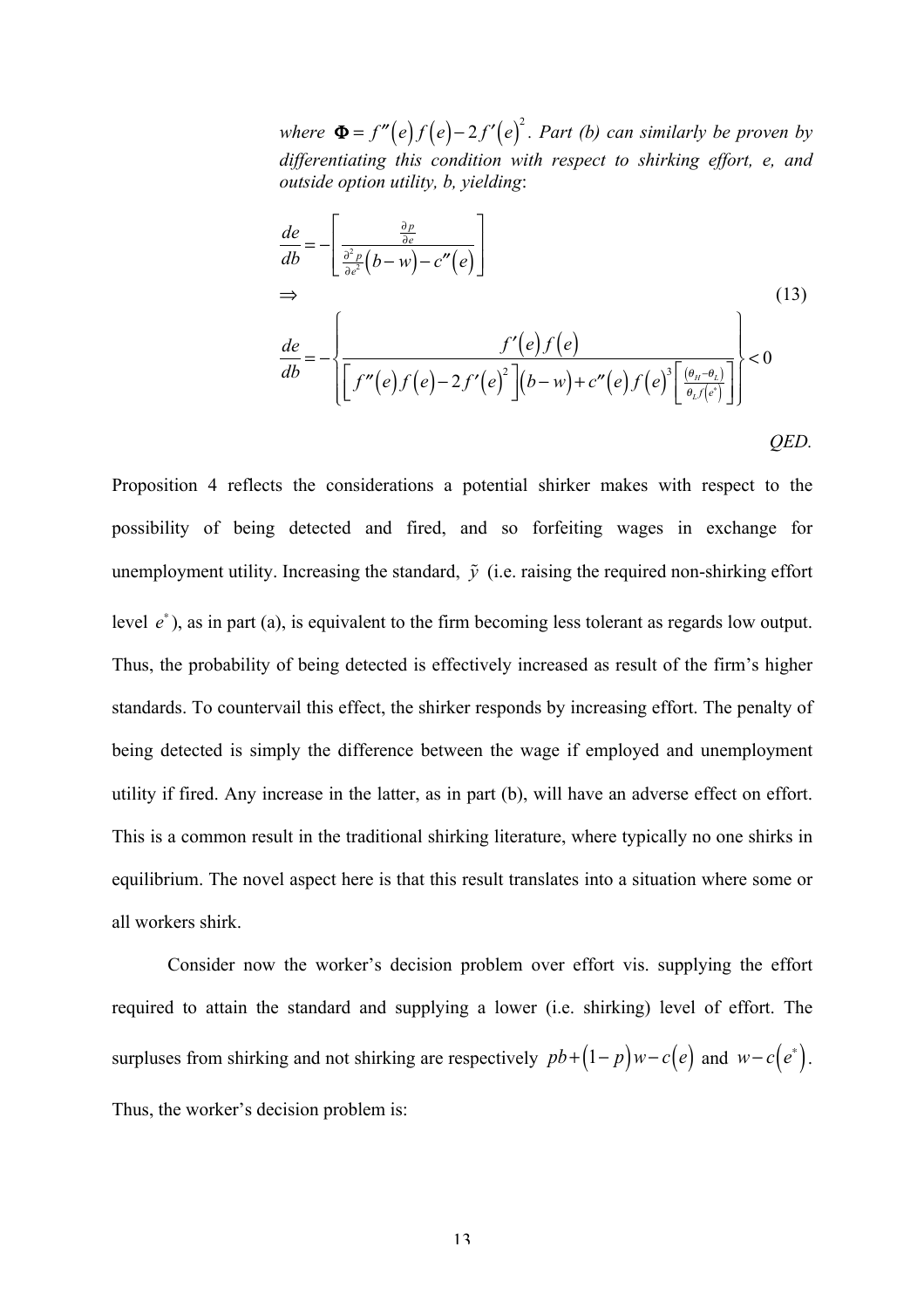*where* $\Phi = f''(e)f(e) - 2f'(e)^2$. *Part (b) can similarly be proven by differentiating this condition with respect to shirking effort, e, and outside option utility, b, yielding*:

$$
\frac{de}{db} = -\left[\frac{\frac{\partial p}{\partial e}}{\frac{\partial^2 p}{\partial e^2}(b-w) - c''(e)}\right]
$$

$$
\Rightarrow \tag{13}
$$

$$
\frac{de}{db} = -\left\{\frac{f'(e)f(e)}{\left[f''(e)f(e) - 2f'(e)^2\right](b-w) + c''(e)f(e)^3\left[\frac{(\theta_H - \theta_L)}{\theta_L f(e^*)}\right]}\right\} < 0
$$

*QED.*

Proposition 4 reflects the considerations a potential shirker makes with respect to the possibility of being detected and fired, and so forfeiting wages in exchange for unemployment utility. Increasing the standard, $\tilde{y}$ (i.e. raising the required non-shirking effort level $e^*$), as in part (a), is equivalent to the firm becoming less tolerant as regards low output. Thus, the probability of being detected is effectively increased as result of the firm's higher standards. To countervail this effect, the shirker responds by increasing effort. The penalty of being detected is simply the difference between the wage if employed and unemployment utility if fired. Any increase in the latter, as in part (b), will have an adverse effect on effort. This is a common result in the traditional shirking literature, where typically no one shirks in equilibrium. The novel aspect here is that this result translates into a situation where some or all workers shirk.

Consider now the worker's decision problem over effort vis. supplying the effort required to attain the standard and supplying a lower (i.e. shirking) level of effort. The surpluses from shirking and not shirking are respectively $pb + (1-p)w - c(e)$ and $w - c(e^*)$. Thus, the worker's decision problem is: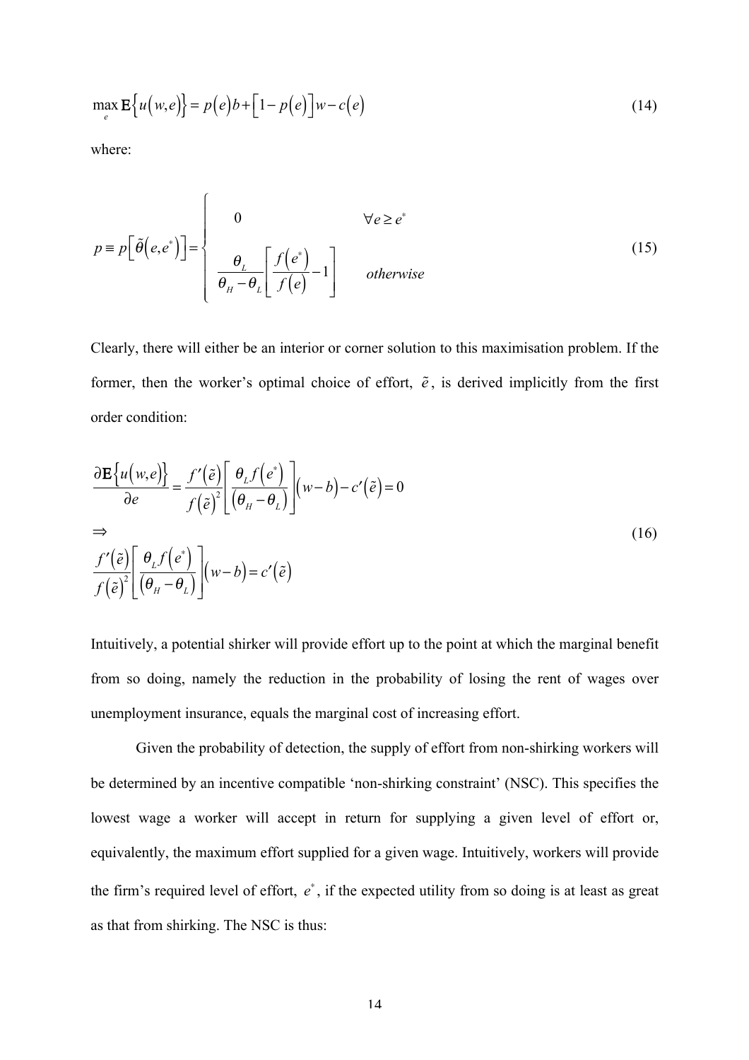$$\max_{e} \mathbf{E}\left\{u(w,e)\right\} = p(e)b + \left[1 - p(e)\right]w - c(e) \tag{14}$$

where:

$$p \equiv p\left[\tilde{\theta}(e,e^*)\right] = \begin{cases} 0 & \forall e \geq e^* \\ \dfrac{\theta_L}{\theta_H - \theta_L}\left[\dfrac{f(e^*)}{f(e)} - 1\right] & otherwise \end{cases} \tag{15}$$

Clearly, there will either be an interior or corner solution to this maximisation problem. If the former, then the worker's optimal choice of effort, $\tilde{e}$, is derived implicitly from the first order condition:

$$\begin{aligned} &\frac{\partial \mathbf{E}\left\{u(w,e)\right\}}{\partial e} = \frac{f'(\tilde{e})}{f(\tilde{e})^2}\left[\frac{\theta_L f(e^*)}{(\theta_H - \theta_L)}\right](w-b) - c'(\tilde{e}) = 0 \\ &\Rightarrow \\ &\frac{f'(\tilde{e})}{f(\tilde{e})^2}\left[\frac{\theta_L f(e^*)}{(\theta_H - \theta_L)}\right](w-b) = c'(\tilde{e}) \end{aligned} \tag{16}$$

Intuitively, a potential shirker will provide effort up to the point at which the marginal benefit from so doing, namely the reduction in the probability of losing the rent of wages over unemployment insurance, equals the marginal cost of increasing effort.

Given the probability of detection, the supply of effort from non-shirking workers will be determined by an incentive compatible 'non-shirking constraint' (NSC). This specifies the lowest wage a worker will accept in return for supplying a given level of effort or, equivalently, the maximum effort supplied for a given wage. Intuitively, workers will provide the firm's required level of effort, $e^*$, if the expected utility from so doing is at least as great as that from shirking. The NSC is thus: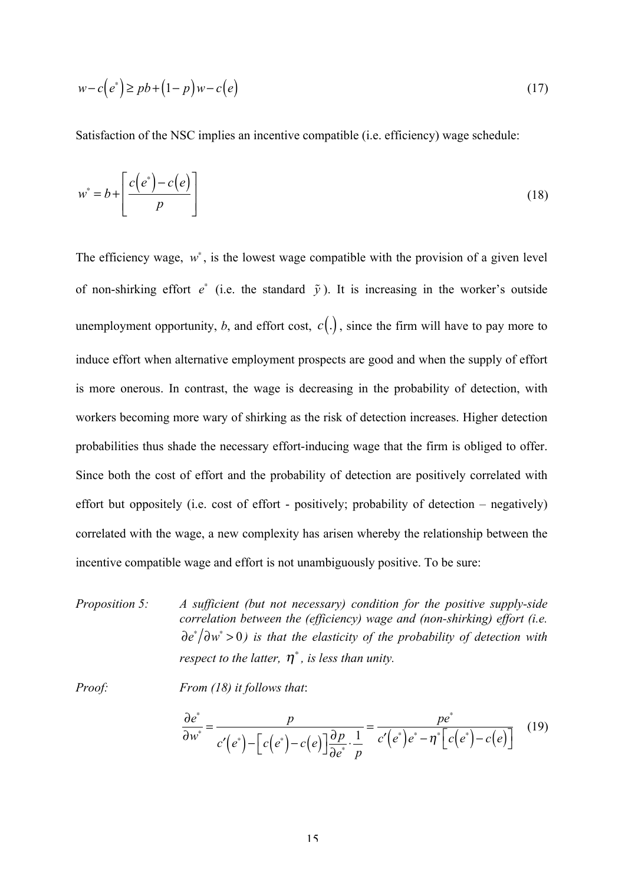$$w - c\left(e^{*}\right) \geq pb + \left(1 - p\right)w - c\left(e\right) \tag{17}$$

Satisfaction of the NSC implies an incentive compatible (i.e. efficiency) wage schedule:

$$w^{*} = b + \left[\frac{c\left(e^{*}\right) - c\left(e\right)}{p}\right] \tag{18}$$

The efficiency wage, $w^{*}$, is the lowest wage compatible with the provision of a given level of non-shirking effort $e^{*}$ (i.e. the standard $\tilde{y}$). It is increasing in the worker's outside unemployment opportunity, *b*, and effort cost, $c(.)$, since the firm will have to pay more to induce effort when alternative employment prospects are good and when the supply of effort is more onerous. In contrast, the wage is decreasing in the probability of detection, with workers becoming more wary of shirking as the risk of detection increases. Higher detection probabilities thus shade the necessary effort-inducing wage that the firm is obliged to offer. Since both the cost of effort and the probability of detection are positively correlated with effort but oppositely (i.e. cost of effort - positively; probability of detection – negatively) correlated with the wage, a new complexity has arisen whereby the relationship between the incentive compatible wage and effort is not unambiguously positive. To be sure:

*Proposition 5:* *A sufficient (but not necessary) condition for the positive supply-side correlation between the (efficiency) wage and (non-shirking) effort (i.e.* $\partial e^{*}/\partial w^{*} > 0$*) is that the elasticity of the probability of detection with respect to the latter,* $\eta^{*}$*, is less than unity.*

*Proof:* *From (18) it follows that*:

$$\frac{\partial e^{*}}{\partial w^{*}} = \frac{p}{c'\left(e^{*}\right) - \left[c\left(e^{*}\right) - c\left(e\right)\right]\frac{\partial p}{\partial e^{*}} \cdot \frac{1}{p}} = \frac{pe^{*}}{c'\left(e^{*}\right)e^{*} - \eta^{*}\left[c\left(e^{*}\right) - c\left(e\right)\right]} \tag{19}$$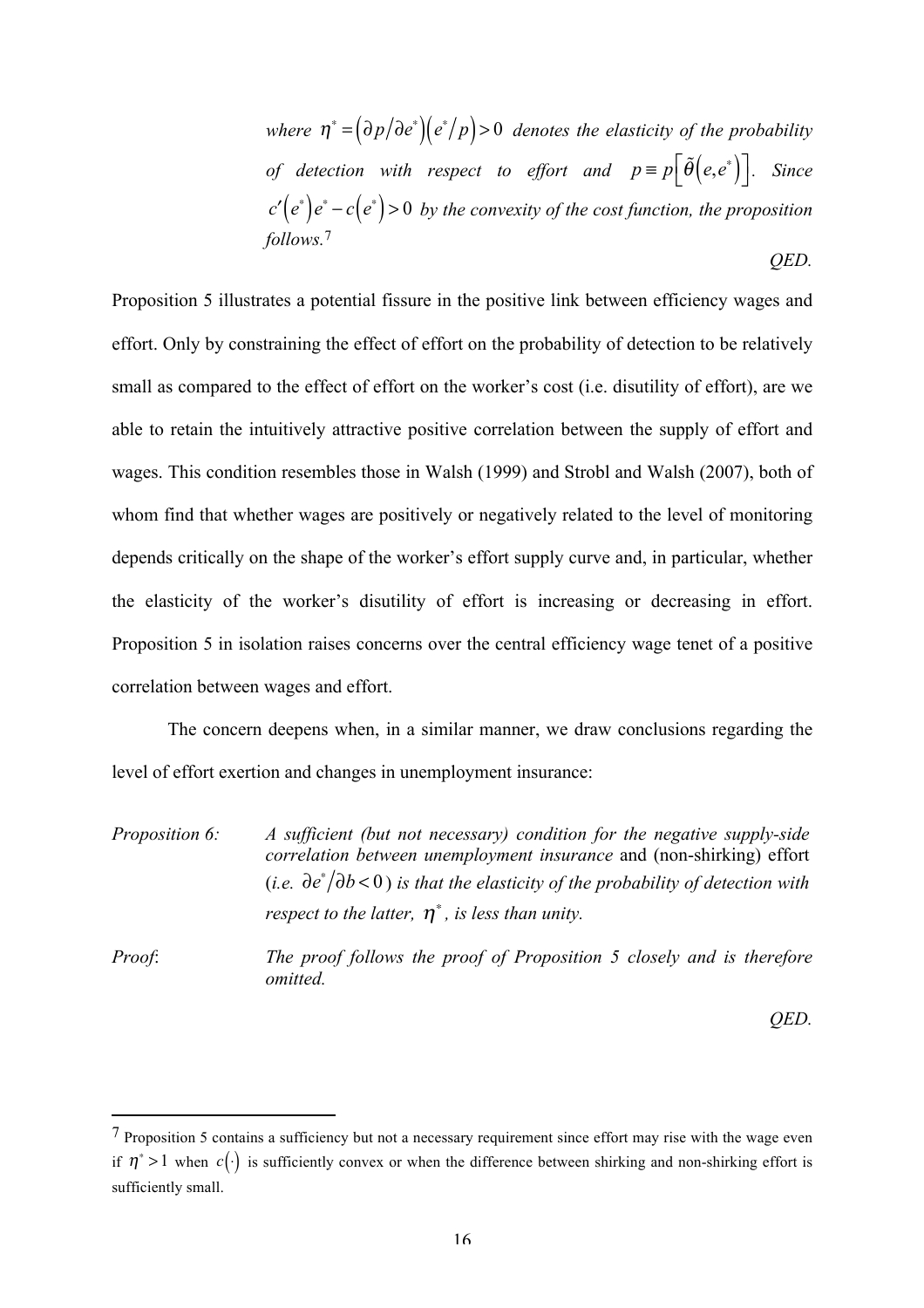*where* $\eta^* = \left(\partial p / \partial e^*\right)\left(e^* / p\right) > 0$ *denotes the elasticity of the probability of detection with respect to effort and* $p \equiv p\left[\tilde{\theta}\left(e, e^*\right)\right]$. *Since* $c'\left(e^*\right)e^* - c\left(e^*\right) > 0$ *by the convexity of the cost function, the proposition follows.*[7]

*QED.*

Proposition 5 illustrates a potential fissure in the positive link between efficiency wages and effort. Only by constraining the effect of effort on the probability of detection to be relatively small as compared to the effect of effort on the worker's cost (i.e. disutility of effort), are we able to retain the intuitively attractive positive correlation between the supply of effort and wages. This condition resembles those in Walsh (1999) and Strobl and Walsh (2007), both of whom find that whether wages are positively or negatively related to the level of monitoring depends critically on the shape of the worker's effort supply curve and, in particular, whether the elasticity of the worker's disutility of effort is increasing or decreasing in effort. Proposition 5 in isolation raises concerns over the central efficiency wage tenet of a positive correlation between wages and effort.

The concern deepens when, in a similar manner, we draw conclusions regarding the level of effort exertion and changes in unemployment insurance:

*Proposition 6:* *A sufficient (but not necessary) condition for the negative supply-side correlation between unemployment insurance* and (non-shirking) effort (*i.e.* $\partial e^* / \partial b < 0$) *is that the elasticity of the probability of detection with respect to the latter,* $\eta^*$, *is less than unity.*

*Proof*: *The proof follows the proof of Proposition 5 closely and is therefore omitted.*

*QED.*

---

[7] Proposition 5 contains a sufficiency but not a necessary requirement since effort may rise with the wage even if $\eta^* > 1$ when $c(\cdot)$ is sufficiently convex or when the difference between shirking and non-shirking effort is sufficiently small.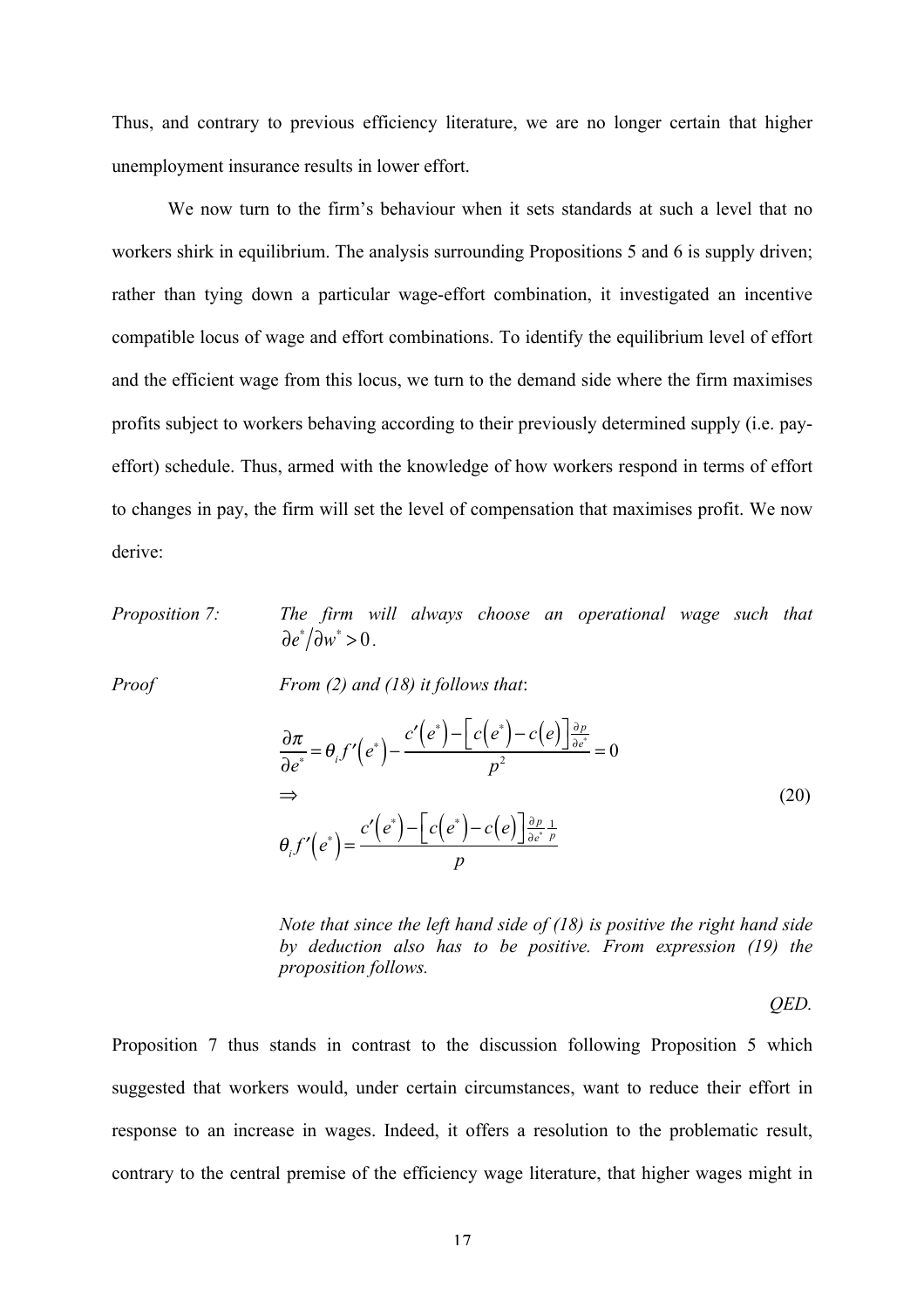Thus, and contrary to previous efficiency literature, we are no longer certain that higher unemployment insurance results in lower effort.

We now turn to the firm's behaviour when it sets standards at such a level that no workers shirk in equilibrium. The analysis surrounding Propositions 5 and 6 is supply driven; rather than tying down a particular wage-effort combination, it investigated an incentive compatible locus of wage and effort combinations. To identify the equilibrium level of effort and the efficient wage from this locus, we turn to the demand side where the firm maximises profits subject to workers behaving according to their previously determined supply (i.e. pay-effort) schedule. Thus, armed with the knowledge of how workers respond in terms of effort to changes in pay, the firm will set the level of compensation that maximises profit. We now derive:

*Proposition 7:* *The firm will always choose an operational wage such that* $\partial e^* / \partial w^* > 0$.

*Proof* *From (2) and (18) it follows that*:

$$\frac{\partial \pi}{\partial e^*} = \theta_i f'\left(e^*\right) - \frac{c'\left(e^*\right) - \left[c\left(e^*\right) - c\left(e\right)\right]\frac{\partial p}{\partial e^*}}{p^2} = 0$$

$$\Rightarrow \tag{20}$$

$$\theta_i f'\left(e^*\right) = \frac{c'\left(e^*\right) - \left[c\left(e^*\right) - c\left(e\right)\right]\frac{\partial p}{\partial e^*}\frac{1}{p}}{p}$$

*Note that since the left hand side of (18) is positive the right hand side by deduction also has to be positive. From expression (19) the proposition follows.*

*QED.*

Proposition 7 thus stands in contrast to the discussion following Proposition 5 which suggested that workers would, under certain circumstances, want to reduce their effort in response to an increase in wages. Indeed, it offers a resolution to the problematic result, contrary to the central premise of the efficiency wage literature, that higher wages might in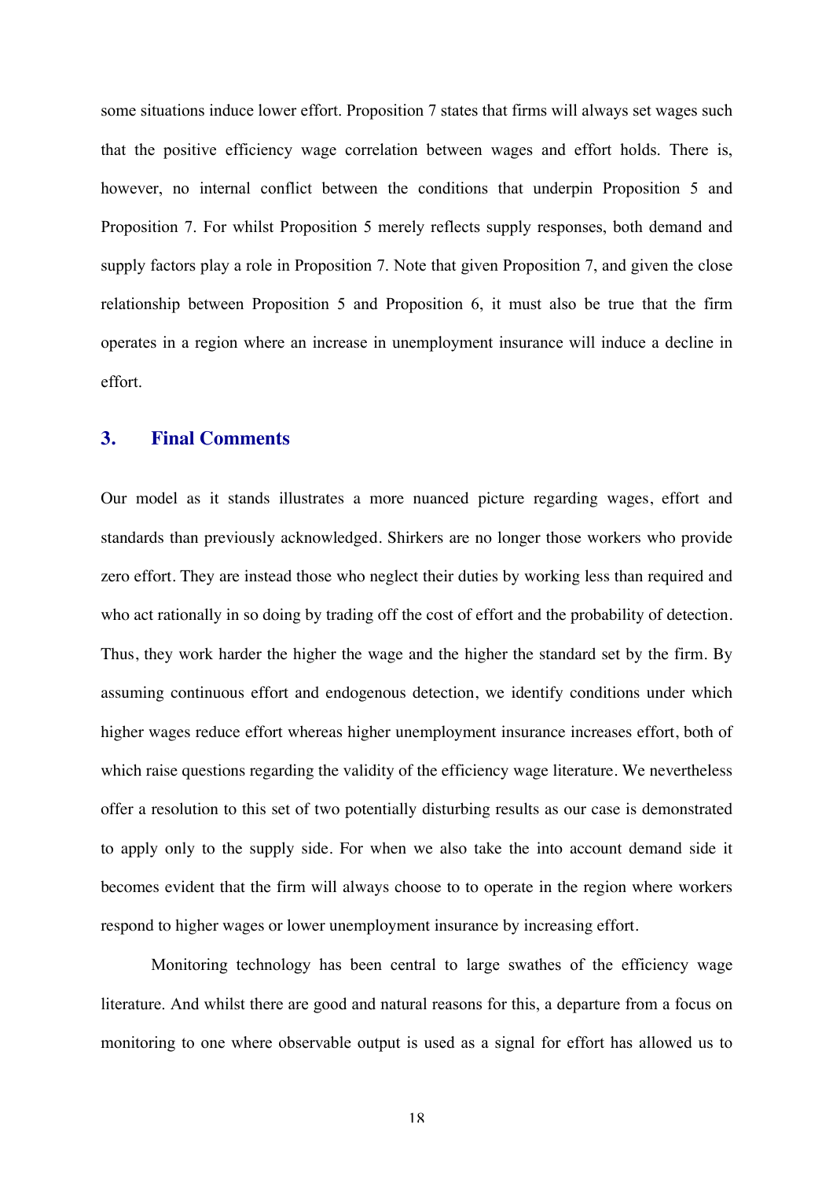some situations induce lower effort. Proposition 7 states that firms will always set wages such that the positive efficiency wage correlation between wages and effort holds. There is, however, no internal conflict between the conditions that underpin Proposition 5 and Proposition 7. For whilst Proposition 5 merely reflects supply responses, both demand and supply factors play a role in Proposition 7. Note that given Proposition 7, and given the close relationship between Proposition 5 and Proposition 6, it must also be true that the firm operates in a region where an increase in unemployment insurance will induce a decline in effort.

## 3. Final Comments

Our model as it stands illustrates a more nuanced picture regarding wages, effort and standards than previously acknowledged. Shirkers are no longer those workers who provide zero effort. They are instead those who neglect their duties by working less than required and who act rationally in so doing by trading off the cost of effort and the probability of detection. Thus, they work harder the higher the wage and the higher the standard set by the firm. By assuming continuous effort and endogenous detection, we identify conditions under which higher wages reduce effort whereas higher unemployment insurance increases effort, both of which raise questions regarding the validity of the efficiency wage literature. We nevertheless offer a resolution to this set of two potentially disturbing results as our case is demonstrated to apply only to the supply side. For when we also take the into account demand side it becomes evident that the firm will always choose to to operate in the region where workers respond to higher wages or lower unemployment insurance by increasing effort.

Monitoring technology has been central to large swathes of the efficiency wage literature. And whilst there are good and natural reasons for this, a departure from a focus on monitoring to one where observable output is used as a signal for effort has allowed us to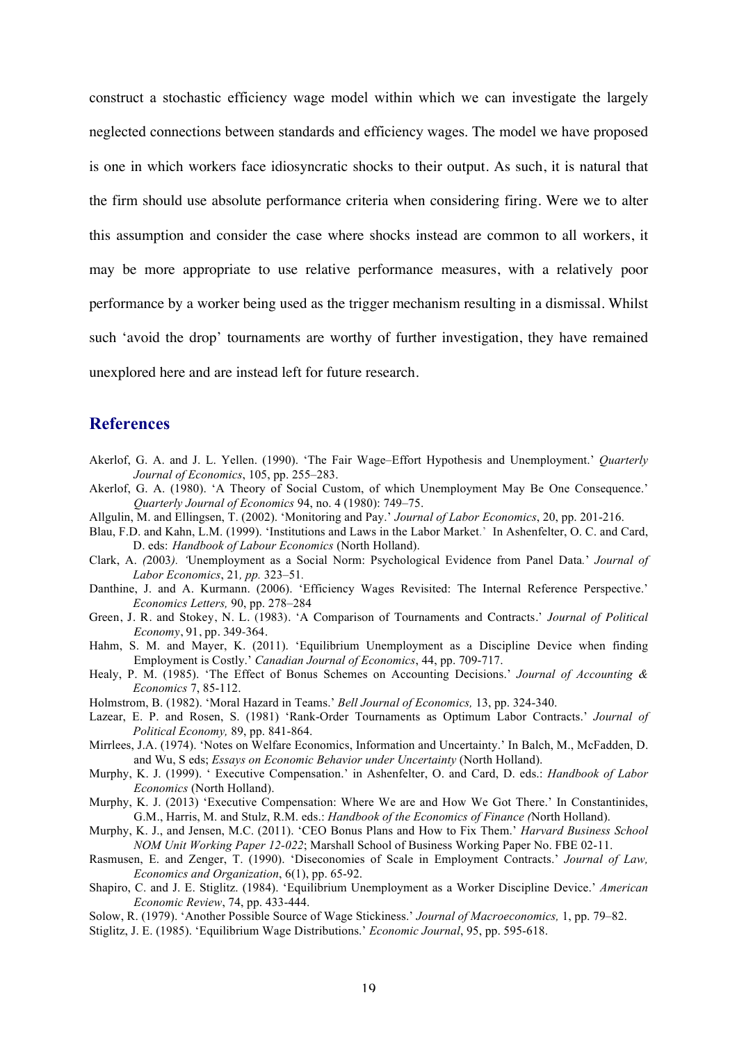construct a stochastic efficiency wage model within which we can investigate the largely neglected connections between standards and efficiency wages. The model we have proposed is one in which workers face idiosyncratic shocks to their output. As such, it is natural that the firm should use absolute performance criteria when considering firing. Were we to alter this assumption and consider the case where shocks instead are common to all workers, it may be more appropriate to use relative performance measures, with a relatively poor performance by a worker being used as the trigger mechanism resulting in a dismissal. Whilst such 'avoid the drop' tournaments are worthy of further investigation, they have remained unexplored here and are instead left for future research.

## References

Akerlof, G. A. and J. L. Yellen. (1990). 'The Fair Wage–Effort Hypothesis and Unemployment.' *Quarterly Journal of Economics*, 105, pp. 255–283.

Akerlof, G. A. (1980). 'A Theory of Social Custom, of which Unemployment May Be One Consequence.' *Quarterly Journal of Economics* 94, no. 4 (1980): 749–75.

Allgulin, M. and Ellingsen, T. (2002). 'Monitoring and Pay.' *Journal of Labor Economics*, 20, pp. 201-216.

Blau, F.D. and Kahn, L.M. (1999). 'Institutions and Laws in the Labor Market.' In Ashenfelter, O. C. and Card, D. eds: *Handbook of Labour Economics* (North Holland).

Clark, A. *(*2003*).* 'Unemployment as a Social Norm: Psychological Evidence from Panel Data*.*' *Journal of Labor Economics*, 21*, pp.* 323–51*.*

Danthine, J. and A. Kurmann. (2006). 'Efficiency Wages Revisited: The Internal Reference Perspective.' *Economics Letters,* 90, pp. 278–284

Green, J. R. and Stokey, N. L. (1983). 'A Comparison of Tournaments and Contracts.' *Journal of Political Economy*, 91, pp. 349-364.

Hahm, S. M. and Mayer, K. (2011). 'Equilibrium Unemployment as a Discipline Device when finding Employment is Costly.' *Canadian Journal of Economics*, 44, pp. 709-717.

Healy, P. M. (1985). 'The Effect of Bonus Schemes on Accounting Decisions.' *Journal of Accounting & Economics* 7, 85-112.

Holmstrom, B. (1982). 'Moral Hazard in Teams.' *Bell Journal of Economics,* 13, pp. 324-340.

Lazear, E. P. and Rosen, S. (1981) 'Rank-Order Tournaments as Optimum Labor Contracts.' *Journal of Political Economy,* 89, pp. 841-864.

Mirrlees, J.A. (1974). 'Notes on Welfare Economics, Information and Uncertainty.' In Balch, M., McFadden, D. and Wu, S eds; *Essays on Economic Behavior under Uncertainty* (North Holland).

Murphy, K. J. (1999). ' Executive Compensation.' in Ashenfelter, O. and Card, D. eds.: *Handbook of Labor Economics* (North Holland).

Murphy, K. J. (2013) 'Executive Compensation: Where We are and How We Got There.' In Constantinides, G.M., Harris, M. and Stulz, R.M. eds.: *Handbook of the Economics of Finance (*North Holland).

Murphy, K. J., and Jensen, M.C. (2011). 'CEO Bonus Plans and How to Fix Them.' *Harvard Business School NOM Unit Working Paper 12-022*; Marshall School of Business Working Paper No. FBE 02-11.

Rasmusen, E. and Zenger, T. (1990). 'Diseconomies of Scale in Employment Contracts.' *Journal of Law, Economics and Organization*, 6(1), pp. 65-92.

Shapiro, C. and J. E. Stiglitz. (1984). 'Equilibrium Unemployment as a Worker Discipline Device.' *American Economic Review*, 74, pp. 433-444.

Solow, R. (1979). 'Another Possible Source of Wage Stickiness.' *Journal of Macroeconomics,* 1, pp. 79–82.

Stiglitz, J. E. (1985). 'Equilibrium Wage Distributions.' *Economic Journal*, 95, pp. 595-618.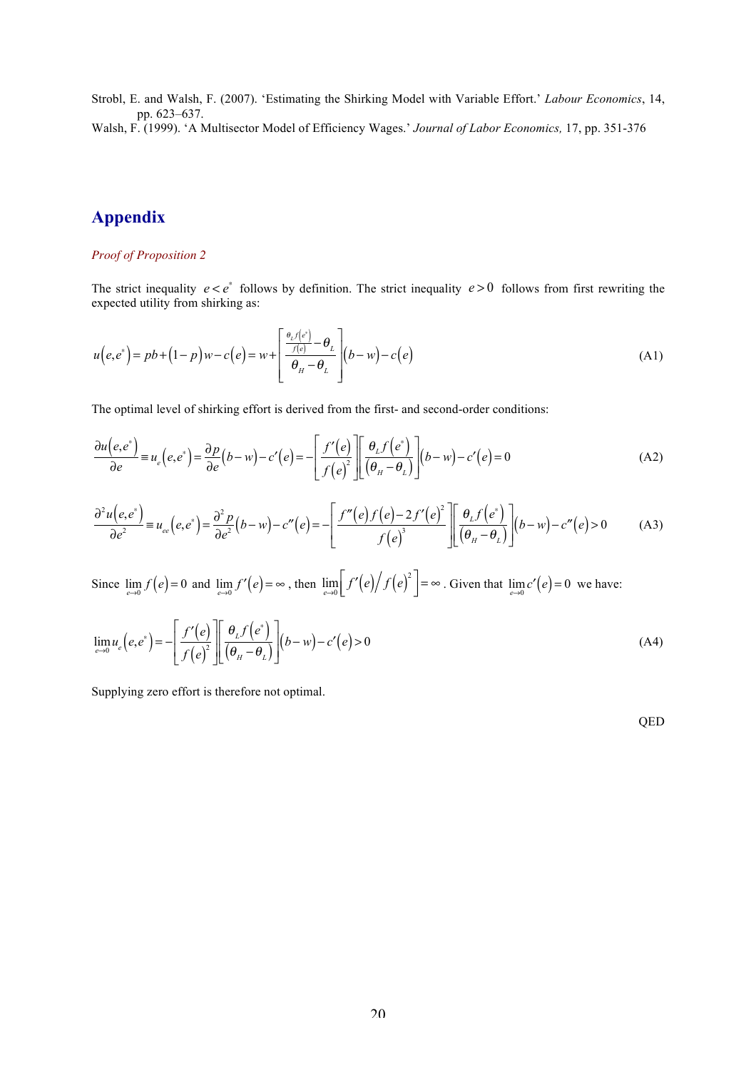Strobl, E. and Walsh, F. (2007). 'Estimating the Shirking Model with Variable Effort.' *Labour Economics*, 14, pp. 623–637.

Walsh, F. (1999). 'A Multisector Model of Efficiency Wages.' *Journal of Labor Economics,* 17, pp. 351-376

# Appendix

*Proof of Proposition 2*

The strict inequality $e < e^*$ follows by definition. The strict inequality $e > 0$ follows from first rewriting the expected utility from shirking as:

$$u\left(e,e^*\right) = pb + \left(1-p\right)w - c\left(e\right) = w + \left[\frac{\frac{\theta_L f\left(e^*\right)}{f\left(e\right)} - \theta_L}{\theta_H - \theta_L}\right]\left(b-w\right) - c\left(e\right) \tag{A1}$$

The optimal level of shirking effort is derived from the first- and second-order conditions:

$$\frac{\partial u\left(e,e^*\right)}{\partial e} \equiv u_e\left(e,e^*\right) = \frac{\partial p}{\partial e}\left(b-w\right) - c'\left(e\right) = -\left[\frac{f'\left(e\right)}{f\left(e\right)^2}\right]\left[\frac{\theta_L f\left(e^*\right)}{\left(\theta_H - \theta_L\right)}\right]\left(b-w\right) - c'\left(e\right) = 0 \tag{A2}$$

$$\frac{\partial^2 u\left(e,e^*\right)}{\partial e^2} \equiv u_{ee}\left(e,e^*\right) = \frac{\partial^2 p}{\partial e^2}\left(b-w\right) - c''\left(e\right) = -\left[\frac{f''\left(e\right)f\left(e\right) - 2f'\left(e\right)^2}{f\left(e\right)^3}\right]\left[\frac{\theta_L f\left(e^*\right)}{\left(\theta_H - \theta_L\right)}\right]\left(b-w\right) - c''\left(e\right) > 0 \tag{A3}$$

Since $\lim_{e\to 0} f\left(e\right) = 0$ and $\lim_{e\to 0} f'\left(e\right) = \infty$, then $\lim_{e\to 0}\left[f'\left(e\right)/f\left(e\right)^2\right] = \infty$. Given that $\lim_{e\to 0} c'\left(e\right) = 0$ we have:

$$\lim_{e\to 0} u_e\left(e,e^*\right) = -\left[\frac{f'\left(e\right)}{f\left(e\right)^2}\right]\left[\frac{\theta_L f\left(e^*\right)}{\left(\theta_H - \theta_L\right)}\right]\left(b-w\right) - c'\left(e\right) > 0 \tag{A4}$$

Supplying zero effort is therefore not optimal.

QED